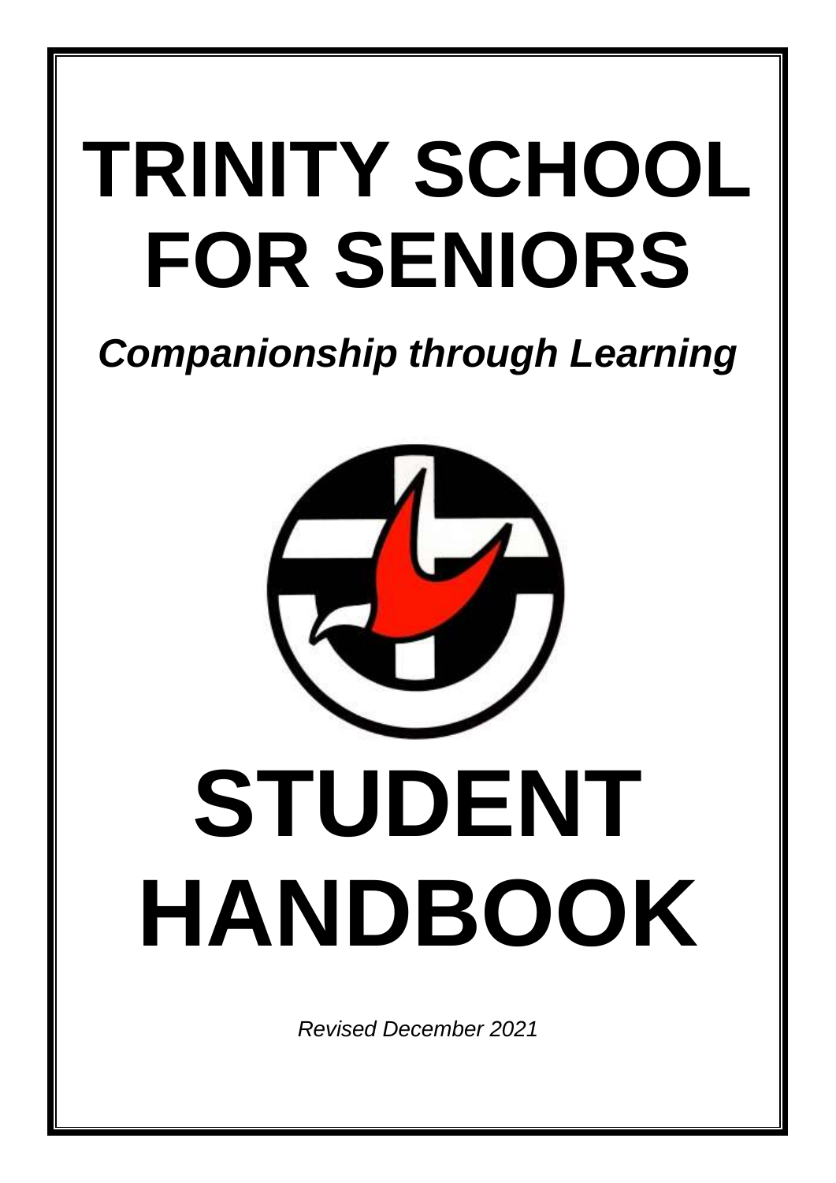# TRINITY SCHOOL FOR SENIORS

***Companionship through Learning***

# STUDENT HANDBOOK

*Revised December 2021*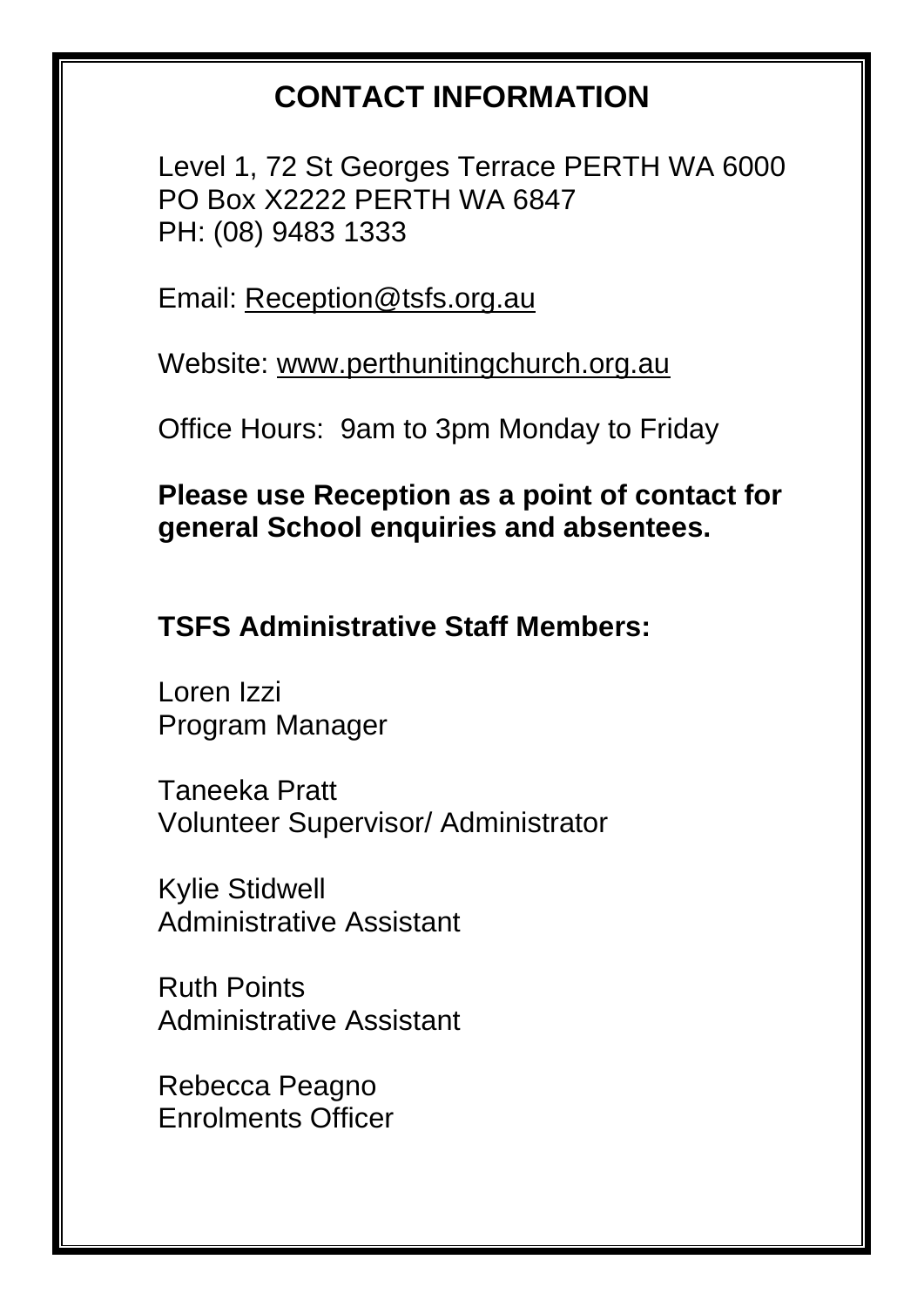# CONTACT INFORMATION

Level 1, 72 St Georges Terrace PERTH WA 6000
PO Box X2222 PERTH WA 6847
PH: (08) 9483 1333

Email: Reception@tsfs.org.au

Website: www.perthunitingchurch.org.au

Office Hours: 9am to 3pm Monday to Friday

**Please use Reception as a point of contact for general School enquiries and absentees.**

**TSFS Administrative Staff Members:**

Loren Izzi
Program Manager

Taneeka Pratt
Volunteer Supervisor/ Administrator

Kylie Stidwell
Administrative Assistant

Ruth Points
Administrative Assistant

Rebecca Peagno
Enrolments Officer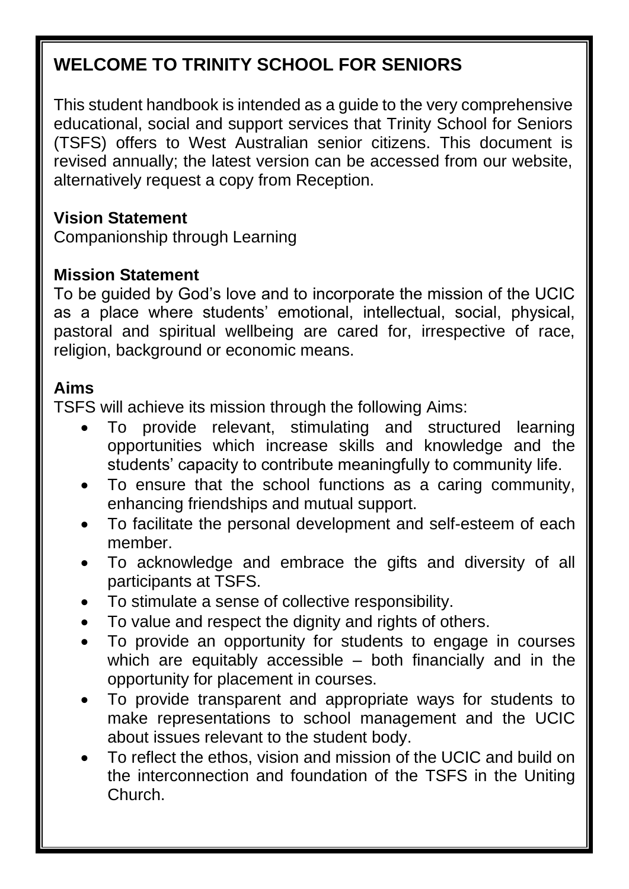## WELCOME TO TRINITY SCHOOL FOR SENIORS

This student handbook is intended as a guide to the very comprehensive educational, social and support services that Trinity School for Seniors (TSFS) offers to West Australian senior citizens. This document is revised annually; the latest version can be accessed from our website, alternatively request a copy from Reception.

### Vision Statement

Companionship through Learning

### Mission Statement

To be guided by God's love and to incorporate the mission of the UCIC as a place where students' emotional, intellectual, social, physical, pastoral and spiritual wellbeing are cared for, irrespective of race, religion, background or economic means.

### Aims

TSFS will achieve its mission through the following Aims:

- To provide relevant, stimulating and structured learning opportunities which increase skills and knowledge and the students' capacity to contribute meaningfully to community life.
- To ensure that the school functions as a caring community, enhancing friendships and mutual support.
- To facilitate the personal development and self-esteem of each member.
- To acknowledge and embrace the gifts and diversity of all participants at TSFS.
- To stimulate a sense of collective responsibility.
- To value and respect the dignity and rights of others.
- To provide an opportunity for students to engage in courses which are equitably accessible – both financially and in the opportunity for placement in courses.
- To provide transparent and appropriate ways for students to make representations to school management and the UCIC about issues relevant to the student body.
- To reflect the ethos, vision and mission of the UCIC and build on the interconnection and foundation of the TSFS in the Uniting Church.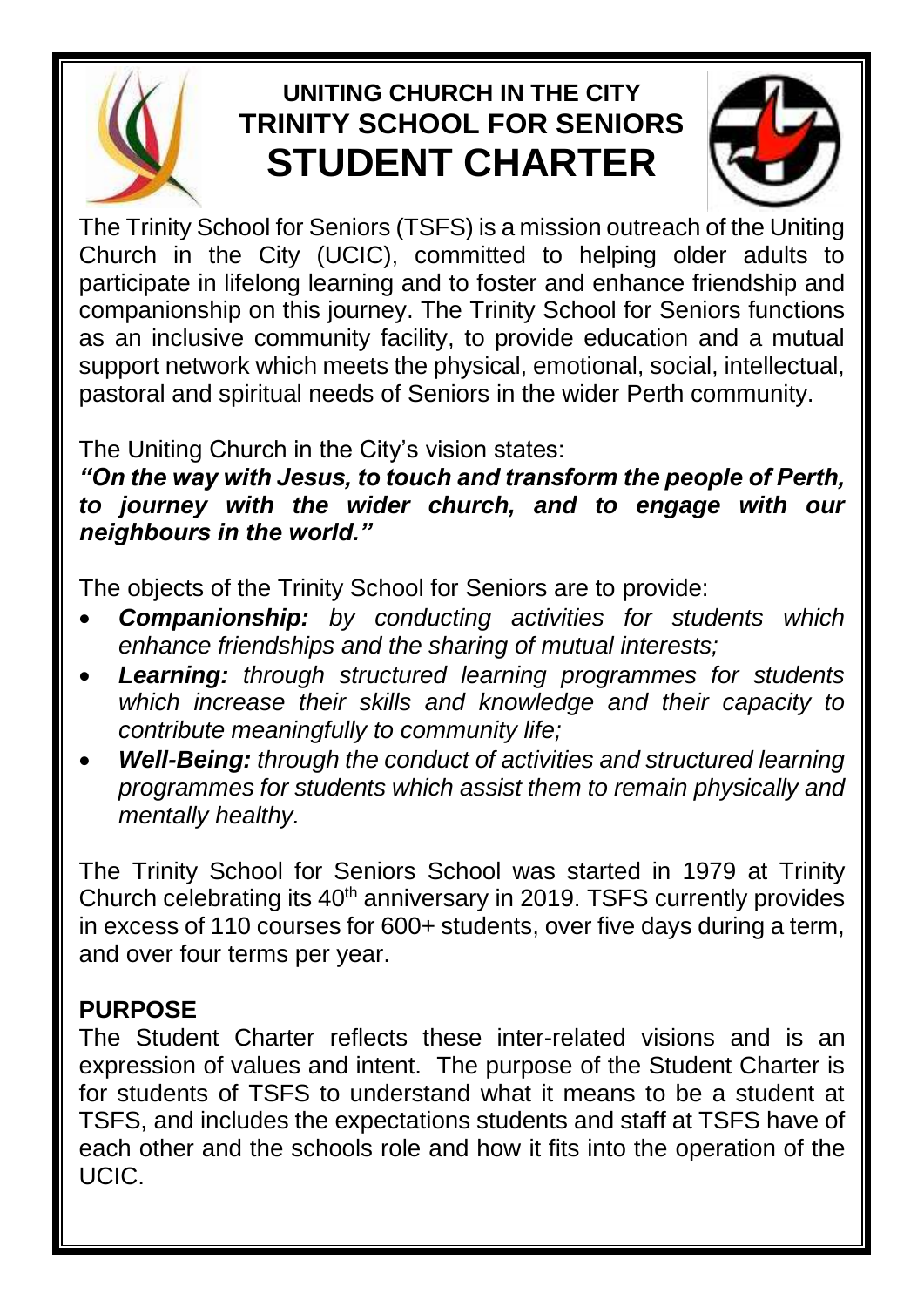# UNITING CHURCH IN THE CITY
# TRINITY SCHOOL FOR SENIORS
# STUDENT CHARTER

The Trinity School for Seniors (TSFS) is a mission outreach of the Uniting Church in the City (UCIC), committed to helping older adults to participate in lifelong learning and to foster and enhance friendship and companionship on this journey. The Trinity School for Seniors functions as an inclusive community facility, to provide education and a mutual support network which meets the physical, emotional, social, intellectual, pastoral and spiritual needs of Seniors in the wider Perth community.

The Uniting Church in the City's vision states:

***"On the way with Jesus, to touch and transform the people of Perth, to journey with the wider church, and to engage with our neighbours in the world."***

The objects of the Trinity School for Seniors are to provide:

- ***Companionship:*** *by conducting activities for students which enhance friendships and the sharing of mutual interests;*
- ***Learning:*** *through structured learning programmes for students which increase their skills and knowledge and their capacity to contribute meaningfully to community life;*
- ***Well-Being:*** *through the conduct of activities and structured learning programmes for students which assist them to remain physically and mentally healthy.*

The Trinity School for Seniors School was started in 1979 at Trinity Church celebrating its 40th anniversary in 2019. TSFS currently provides in excess of 110 courses for 600+ students, over five days during a term, and over four terms per year.

## PURPOSE

The Student Charter reflects these inter-related visions and is an expression of values and intent. The purpose of the Student Charter is for students of TSFS to understand what it means to be a student at TSFS, and includes the expectations students and staff at TSFS have of each other and the schools role and how it fits into the operation of the UCIC.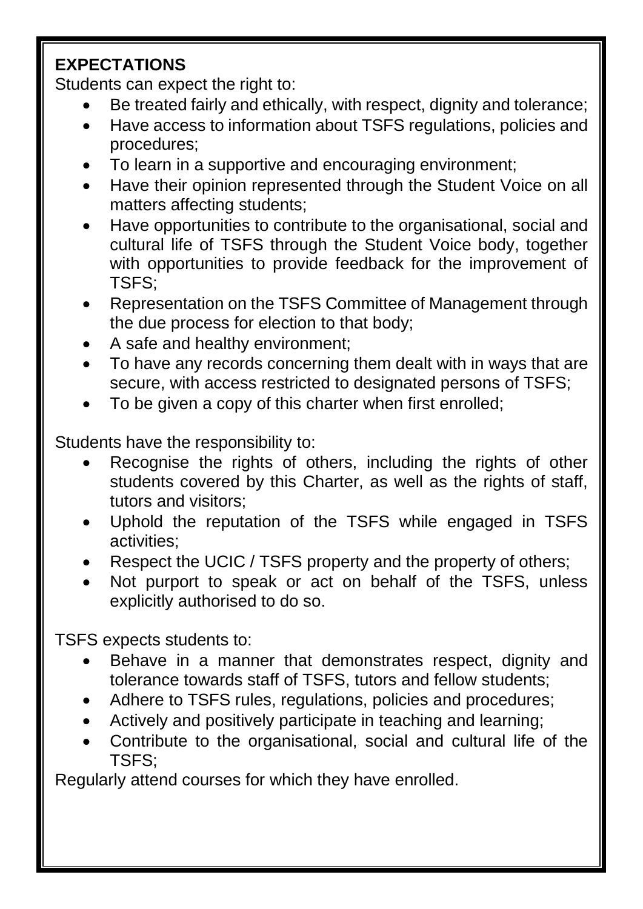**EXPECTATIONS**

Students can expect the right to:

- Be treated fairly and ethically, with respect, dignity and tolerance;
- Have access to information about TSFS regulations, policies and procedures;
- To learn in a supportive and encouraging environment;
- Have their opinion represented through the Student Voice on all matters affecting students;
- Have opportunities to contribute to the organisational, social and cultural life of TSFS through the Student Voice body, together with opportunities to provide feedback for the improvement of TSFS;
- Representation on the TSFS Committee of Management through the due process for election to that body;
- A safe and healthy environment;
- To have any records concerning them dealt with in ways that are secure, with access restricted to designated persons of TSFS;
- To be given a copy of this charter when first enrolled;

Students have the responsibility to:

- Recognise the rights of others, including the rights of other students covered by this Charter, as well as the rights of staff, tutors and visitors;
- Uphold the reputation of the TSFS while engaged in TSFS activities;
- Respect the UCIC / TSFS property and the property of others;
- Not purport to speak or act on behalf of the TSFS, unless explicitly authorised to do so.

TSFS expects students to:

- Behave in a manner that demonstrates respect, dignity and tolerance towards staff of TSFS, tutors and fellow students;
- Adhere to TSFS rules, regulations, policies and procedures;
- Actively and positively participate in teaching and learning;
- Contribute to the organisational, social and cultural life of the TSFS;

Regularly attend courses for which they have enrolled.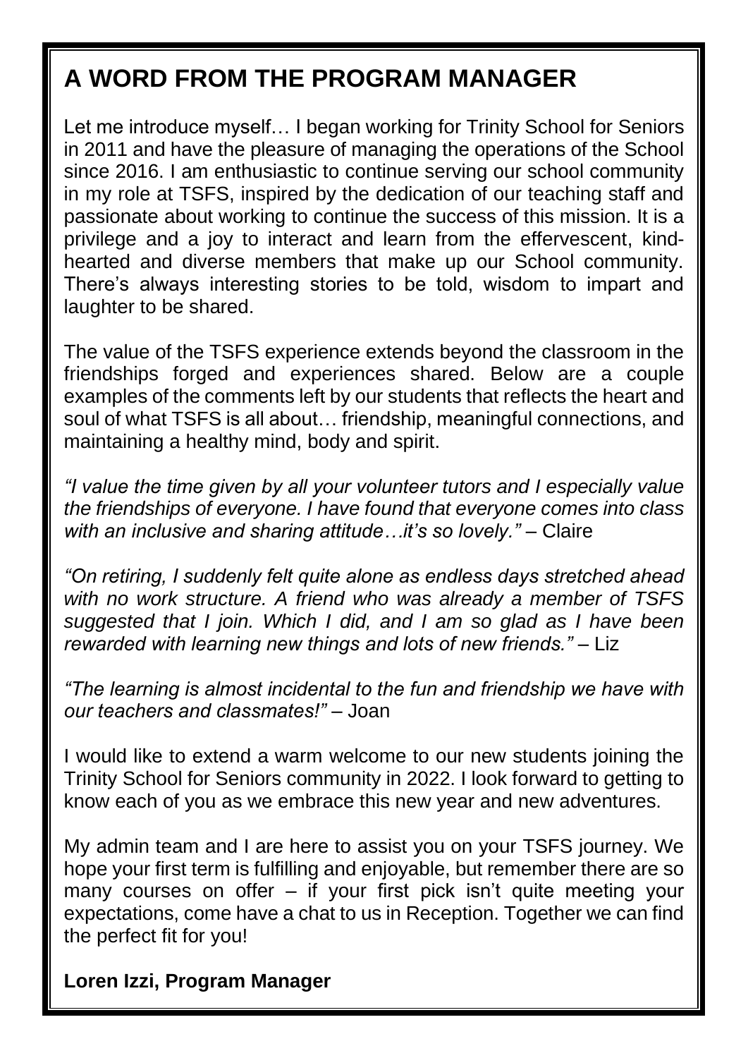# A WORD FROM THE PROGRAM MANAGER

Let me introduce myself… I began working for Trinity School for Seniors in 2011 and have the pleasure of managing the operations of the School since 2016. I am enthusiastic to continue serving our school community in my role at TSFS, inspired by the dedication of our teaching staff and passionate about working to continue the success of this mission. It is a privilege and a joy to interact and learn from the effervescent, kind-hearted and diverse members that make up our School community. There's always interesting stories to be told, wisdom to impart and laughter to be shared.

The value of the TSFS experience extends beyond the classroom in the friendships forged and experiences shared. Below are a couple examples of the comments left by our students that reflects the heart and soul of what TSFS is all about… friendship, meaningful connections, and maintaining a healthy mind, body and spirit.

*"I value the time given by all your volunteer tutors and I especially value the friendships of everyone. I have found that everyone comes into class with an inclusive and sharing attitude…it's so lovely."* – Claire

*"On retiring, I suddenly felt quite alone as endless days stretched ahead with no work structure. A friend who was already a member of TSFS suggested that I join. Which I did, and I am so glad as I have been rewarded with learning new things and lots of new friends."* – Liz

*"The learning is almost incidental to the fun and friendship we have with our teachers and classmates!"* – Joan

I would like to extend a warm welcome to our new students joining the Trinity School for Seniors community in 2022. I look forward to getting to know each of you as we embrace this new year and new adventures.

My admin team and I are here to assist you on your TSFS journey. We hope your first term is fulfilling and enjoyable, but remember there are so many courses on offer – if your first pick isn't quite meeting your expectations, come have a chat to us in Reception. Together we can find the perfect fit for you!

**Loren Izzi, Program Manager**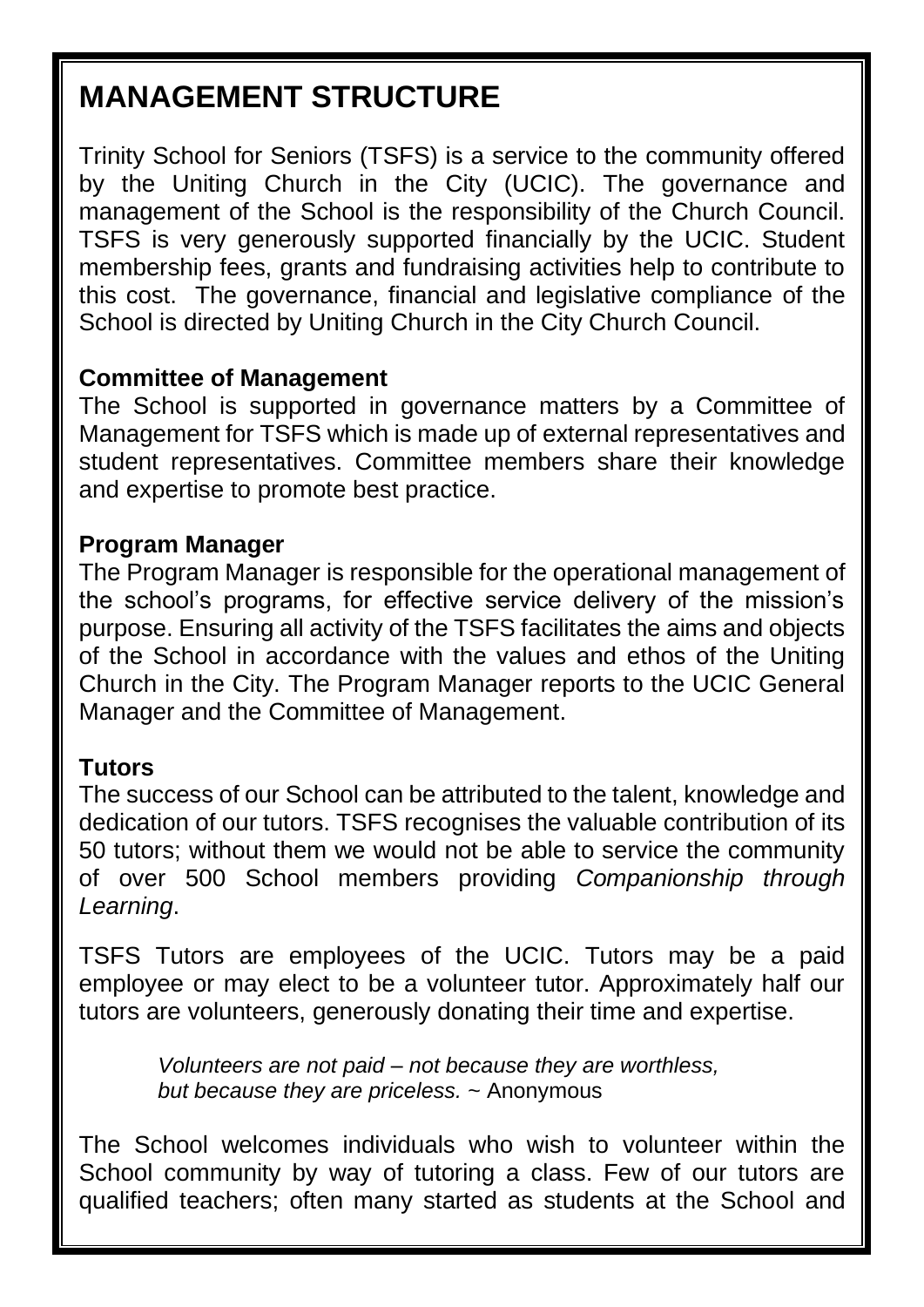# MANAGEMENT STRUCTURE

Trinity School for Seniors (TSFS) is a service to the community offered by the Uniting Church in the City (UCIC). The governance and management of the School is the responsibility of the Church Council. TSFS is very generously supported financially by the UCIC. Student membership fees, grants and fundraising activities help to contribute to this cost. The governance, financial and legislative compliance of the School is directed by Uniting Church in the City Church Council.

### Committee of Management

The School is supported in governance matters by a Committee of Management for TSFS which is made up of external representatives and student representatives. Committee members share their knowledge and expertise to promote best practice.

### Program Manager

The Program Manager is responsible for the operational management of the school's programs, for effective service delivery of the mission's purpose. Ensuring all activity of the TSFS facilitates the aims and objects of the School in accordance with the values and ethos of the Uniting Church in the City. The Program Manager reports to the UCIC General Manager and the Committee of Management.

### Tutors

The success of our School can be attributed to the talent, knowledge and dedication of our tutors. TSFS recognises the valuable contribution of its 50 tutors; without them we would not be able to service the community of over 500 School members providing *Companionship through Learning*.

TSFS Tutors are employees of the UCIC. Tutors may be a paid employee or may elect to be a volunteer tutor. Approximately half our tutors are volunteers, generously donating their time and expertise.

> *Volunteers are not paid – not because they are worthless, but because they are priceless.* ~ Anonymous

The School welcomes individuals who wish to volunteer within the School community by way of tutoring a class. Few of our tutors are qualified teachers; often many started as students at the School and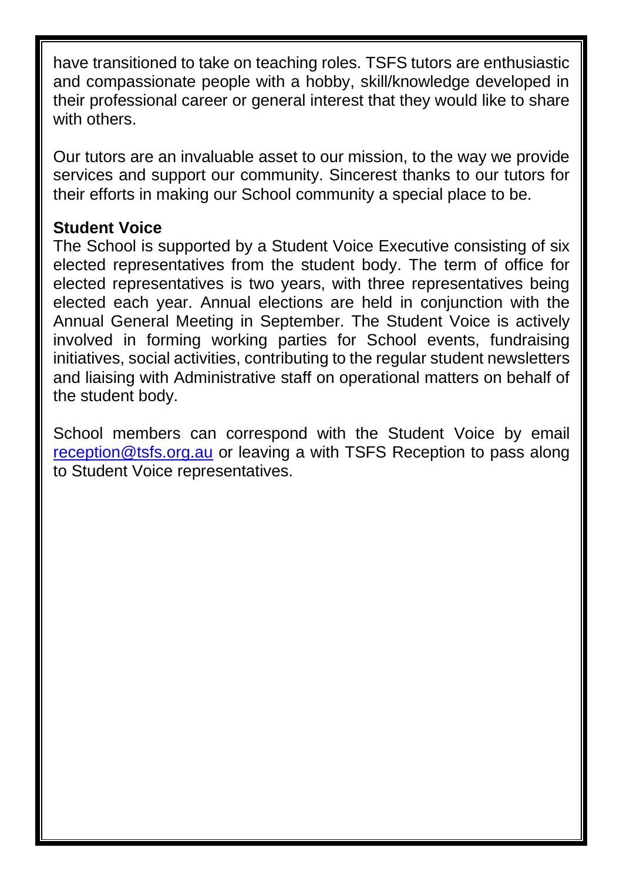have transitioned to take on teaching roles. TSFS tutors are enthusiastic and compassionate people with a hobby, skill/knowledge developed in their professional career or general interest that they would like to share with others.

Our tutors are an invaluable asset to our mission, to the way we provide services and support our community. Sincerest thanks to our tutors for their efforts in making our School community a special place to be.

**Student Voice**

The School is supported by a Student Voice Executive consisting of six elected representatives from the student body. The term of office for elected representatives is two years, with three representatives being elected each year. Annual elections are held in conjunction with the Annual General Meeting in September. The Student Voice is actively involved in forming working parties for School events, fundraising initiatives, social activities, contributing to the regular student newsletters and liaising with Administrative staff on operational matters on behalf of the student body.

School members can correspond with the Student Voice by email [reception@tsfs.org.au](mailto:reception@tsfs.org.au) or leaving a with TSFS Reception to pass along to Student Voice representatives.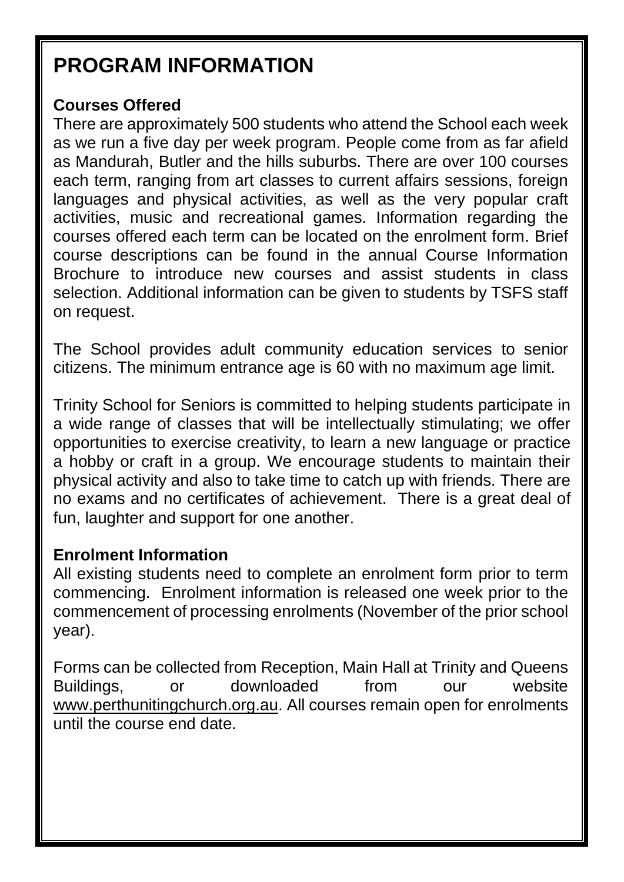# PROGRAM INFORMATION

**Courses Offered**

There are approximately 500 students who attend the School each week as we run a five day per week program. People come from as far afield as Mandurah, Butler and the hills suburbs. There are over 100 courses each term, ranging from art classes to current affairs sessions, foreign languages and physical activities, as well as the very popular craft activities, music and recreational games. Information regarding the courses offered each term can be located on the enrolment form. Brief course descriptions can be found in the annual Course Information Brochure to introduce new courses and assist students in class selection. Additional information can be given to students by TSFS staff on request.

The School provides adult community education services to senior citizens. The minimum entrance age is 60 with no maximum age limit.

Trinity School for Seniors is committed to helping students participate in a wide range of classes that will be intellectually stimulating; we offer opportunities to exercise creativity, to learn a new language or practice a hobby or craft in a group. We encourage students to maintain their physical activity and also to take time to catch up with friends. There are no exams and no certificates of achievement. There is a great deal of fun, laughter and support for one another.

**Enrolment Information**

All existing students need to complete an enrolment form prior to term commencing. Enrolment information is released one week prior to the commencement of processing enrolments (November of the prior school year).

Forms can be collected from Reception, Main Hall at Trinity and Queens Buildings, or downloaded from our website www.perthunitingchurch.org.au. All courses remain open for enrolments until the course end date.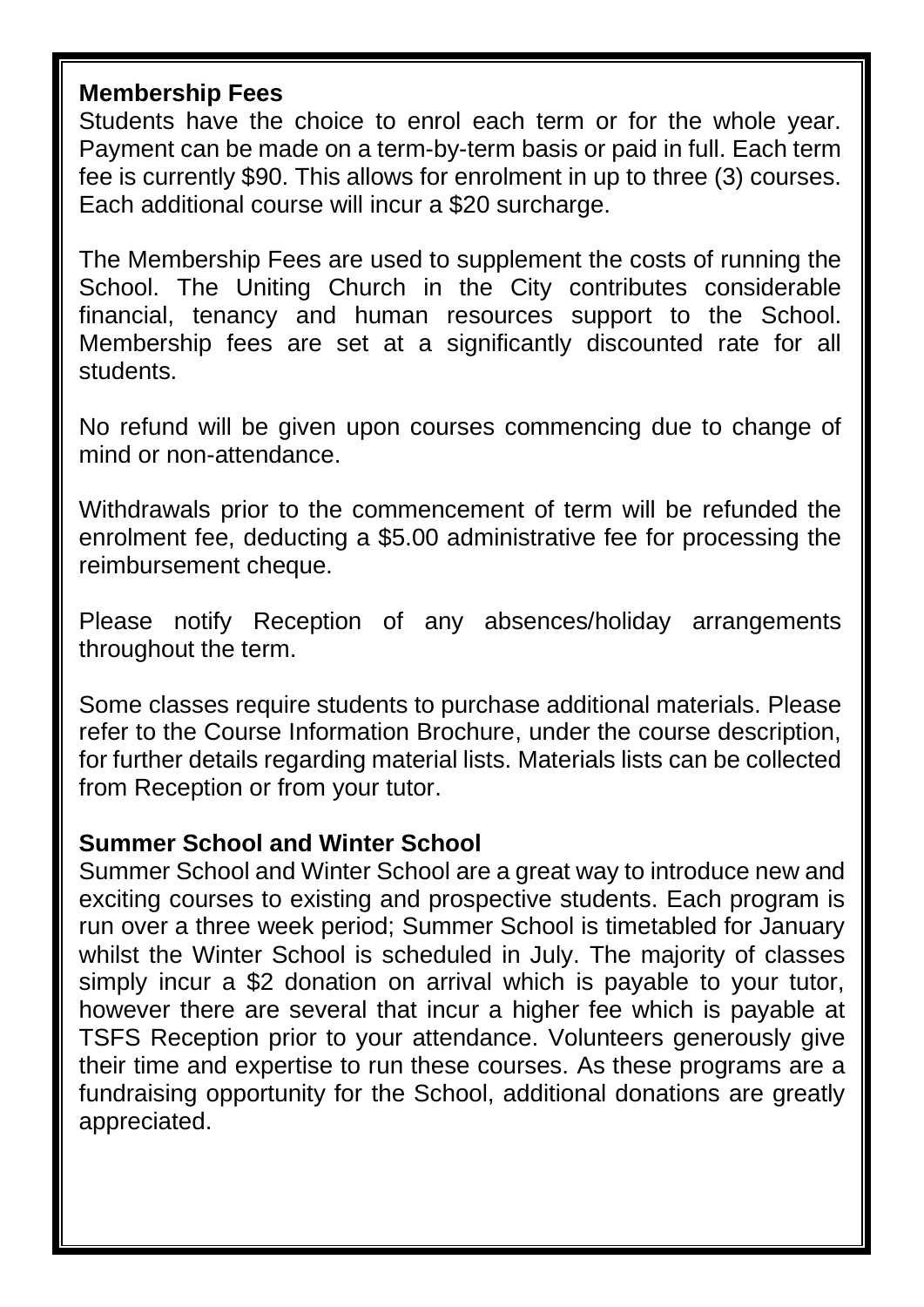**Membership Fees**

Students have the choice to enrol each term or for the whole year. Payment can be made on a term-by-term basis or paid in full. Each term fee is currently $90. This allows for enrolment in up to three (3) courses. Each additional course will incur a $20 surcharge.

The Membership Fees are used to supplement the costs of running the School. The Uniting Church in the City contributes considerable financial, tenancy and human resources support to the School. Membership fees are set at a significantly discounted rate for all students.

No refund will be given upon courses commencing due to change of mind or non-attendance.

Withdrawals prior to the commencement of term will be refunded the enrolment fee, deducting a $5.00 administrative fee for processing the reimbursement cheque.

Please notify Reception of any absences/holiday arrangements throughout the term.

Some classes require students to purchase additional materials. Please refer to the Course Information Brochure, under the course description, for further details regarding material lists. Materials lists can be collected from Reception or from your tutor.

**Summer School and Winter School**

Summer School and Winter School are a great way to introduce new and exciting courses to existing and prospective students. Each program is run over a three week period; Summer School is timetabled for January whilst the Winter School is scheduled in July. The majority of classes simply incur a $2 donation on arrival which is payable to your tutor, however there are several that incur a higher fee which is payable at TSFS Reception prior to your attendance. Volunteers generously give their time and expertise to run these courses. As these programs are a fundraising opportunity for the School, additional donations are greatly appreciated.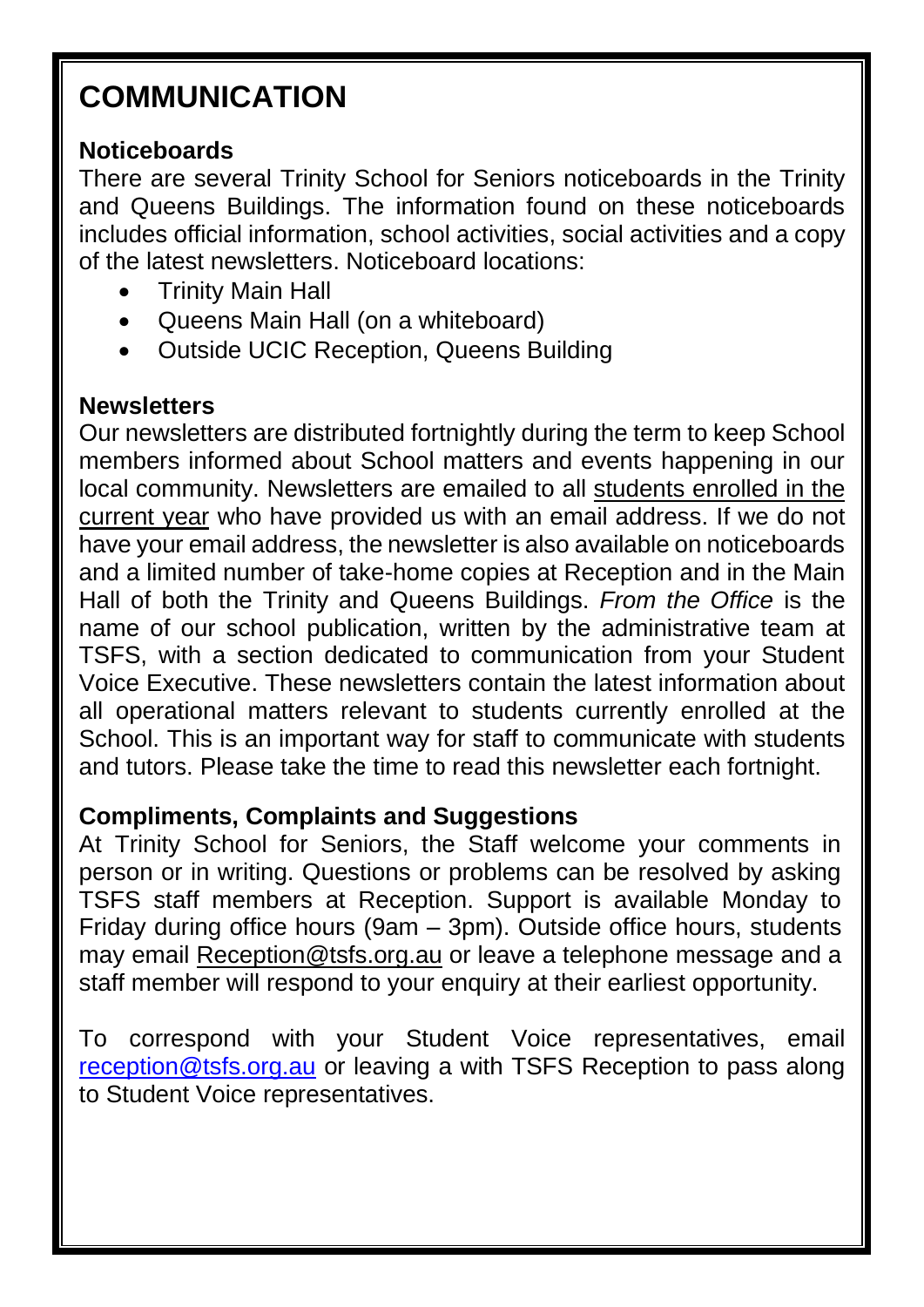# COMMUNICATION

### Noticeboards

There are several Trinity School for Seniors noticeboards in the Trinity and Queens Buildings. The information found on these noticeboards includes official information, school activities, social activities and a copy of the latest newsletters. Noticeboard locations:

- Trinity Main Hall
- Queens Main Hall (on a whiteboard)
- Outside UCIC Reception, Queens Building

### Newsletters

Our newsletters are distributed fortnightly during the term to keep School members informed about School matters and events happening in our local community. Newsletters are emailed to all students enrolled in the current year who have provided us with an email address. If we do not have your email address, the newsletter is also available on noticeboards and a limited number of take-home copies at Reception and in the Main Hall of both the Trinity and Queens Buildings. *From the Office* is the name of our school publication, written by the administrative team at TSFS, with a section dedicated to communication from your Student Voice Executive. These newsletters contain the latest information about all operational matters relevant to students currently enrolled at the School. This is an important way for staff to communicate with students and tutors. Please take the time to read this newsletter each fortnight.

### Compliments, Complaints and Suggestions

At Trinity School for Seniors, the Staff welcome your comments in person or in writing. Questions or problems can be resolved by asking TSFS staff members at Reception. Support is available Monday to Friday during office hours (9am – 3pm). Outside office hours, students may email Reception@tsfs.org.au or leave a telephone message and a staff member will respond to your enquiry at their earliest opportunity.

To correspond with your Student Voice representatives, email reception@tsfs.org.au or leaving a with TSFS Reception to pass along to Student Voice representatives.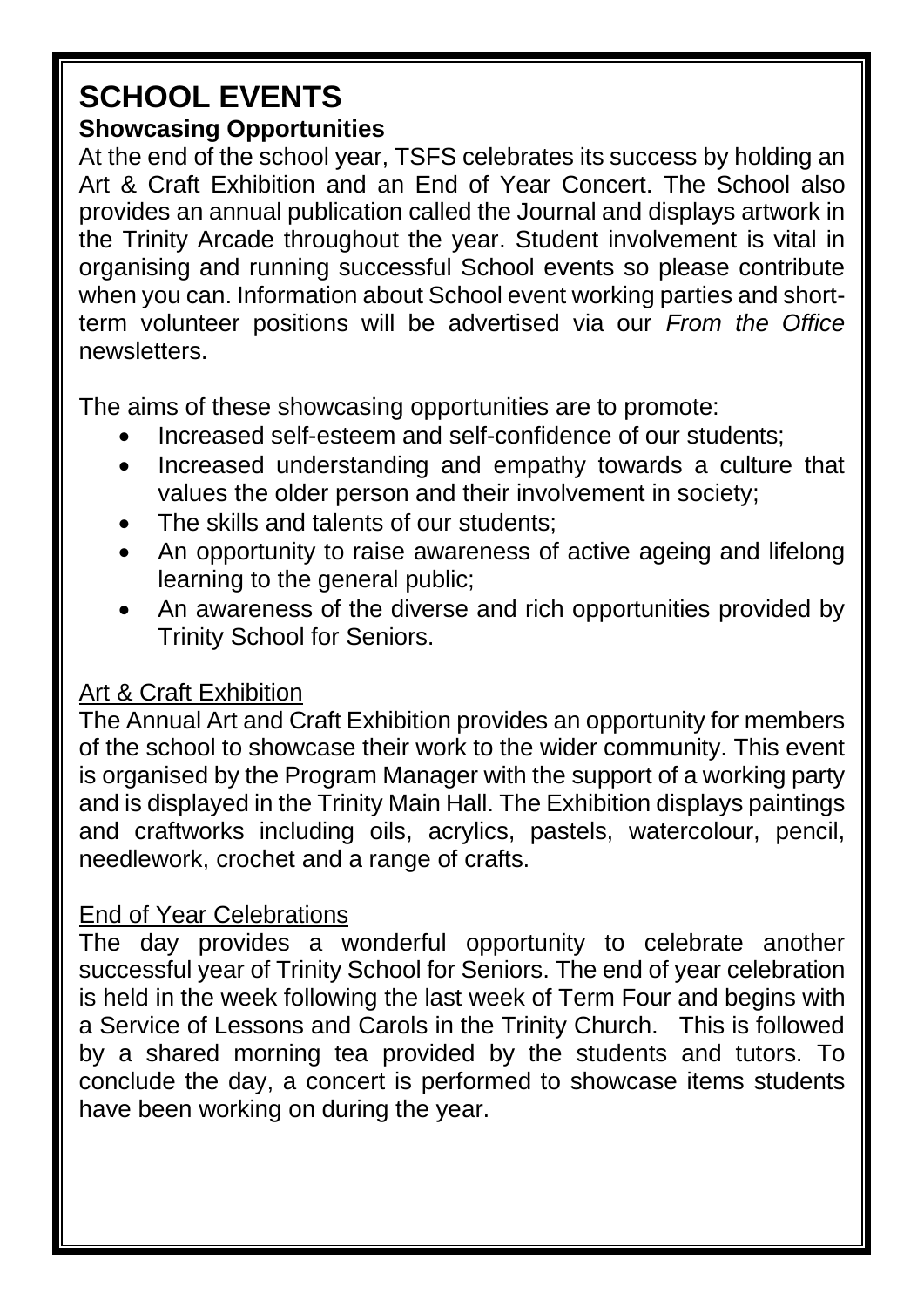# SCHOOL EVENTS

## Showcasing Opportunities

At the end of the school year, TSFS celebrates its success by holding an Art & Craft Exhibition and an End of Year Concert. The School also provides an annual publication called the Journal and displays artwork in the Trinity Arcade throughout the year. Student involvement is vital in organising and running successful School events so please contribute when you can. Information about School event working parties and short-term volunteer positions will be advertised via our *From the Office* newsletters.

The aims of these showcasing opportunities are to promote:

- Increased self-esteem and self-confidence of our students;
- Increased understanding and empathy towards a culture that values the older person and their involvement in society;
- The skills and talents of our students;
- An opportunity to raise awareness of active ageing and lifelong learning to the general public;
- An awareness of the diverse and rich opportunities provided by Trinity School for Seniors.

### Art & Craft Exhibition

The Annual Art and Craft Exhibition provides an opportunity for members of the school to showcase their work to the wider community. This event is organised by the Program Manager with the support of a working party and is displayed in the Trinity Main Hall. The Exhibition displays paintings and craftworks including oils, acrylics, pastels, watercolour, pencil, needlework, crochet and a range of crafts.

### End of Year Celebrations

The day provides a wonderful opportunity to celebrate another successful year of Trinity School for Seniors. The end of year celebration is held in the week following the last week of Term Four and begins with a Service of Lessons and Carols in the Trinity Church. This is followed by a shared morning tea provided by the students and tutors. To conclude the day, a concert is performed to showcase items students have been working on during the year.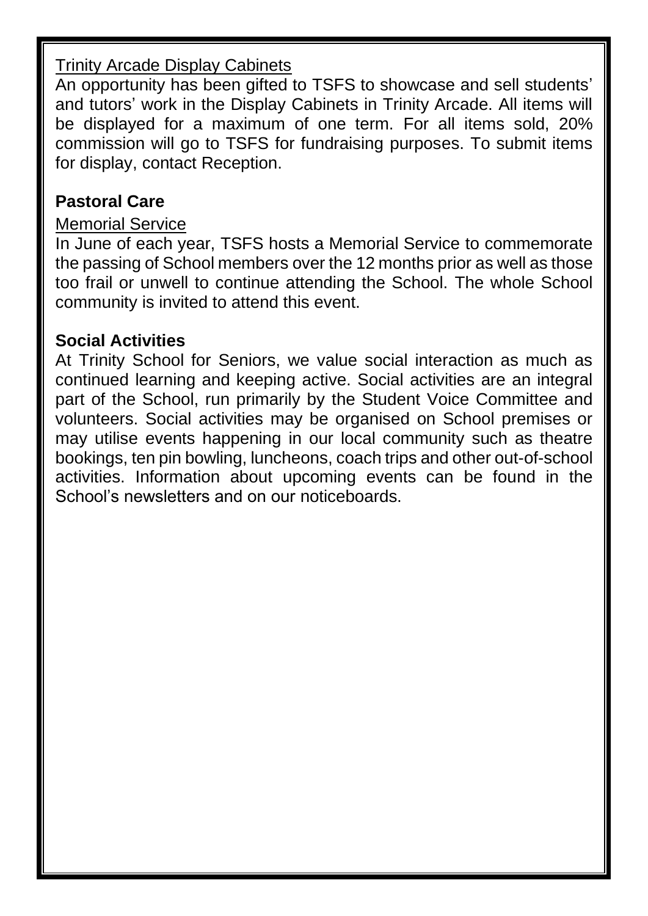Trinity Arcade Display Cabinets

An opportunity has been gifted to TSFS to showcase and sell students' and tutors' work in the Display Cabinets in Trinity Arcade. All items will be displayed for a maximum of one term. For all items sold, 20% commission will go to TSFS for fundraising purposes. To submit items for display, contact Reception.

## Pastoral Care

Memorial Service

In June of each year, TSFS hosts a Memorial Service to commemorate the passing of School members over the 12 months prior as well as those too frail or unwell to continue attending the School. The whole School community is invited to attend this event.

## Social Activities

At Trinity School for Seniors, we value social interaction as much as continued learning and keeping active. Social activities are an integral part of the School, run primarily by the Student Voice Committee and volunteers. Social activities may be organised on School premises or may utilise events happening in our local community such as theatre bookings, ten pin bowling, luncheons, coach trips and other out-of-school activities. Information about upcoming events can be found in the School's newsletters and on our noticeboards.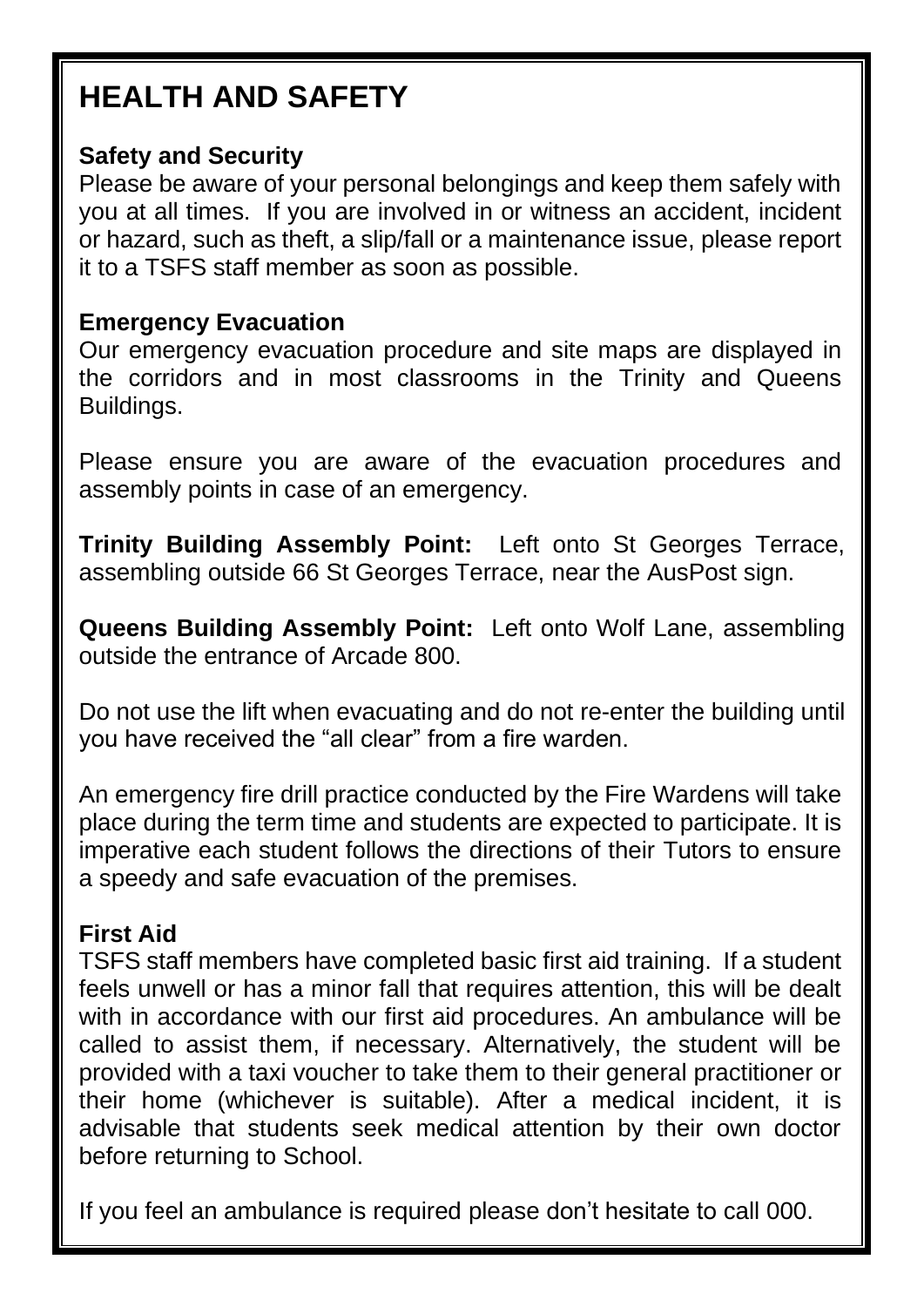# HEALTH AND SAFETY

### Safety and Security

Please be aware of your personal belongings and keep them safely with you at all times. If you are involved in or witness an accident, incident or hazard, such as theft, a slip/fall or a maintenance issue, please report it to a TSFS staff member as soon as possible.

### Emergency Evacuation

Our emergency evacuation procedure and site maps are displayed in the corridors and in most classrooms in the Trinity and Queens Buildings.

Please ensure you are aware of the evacuation procedures and assembly points in case of an emergency.

**Trinity Building Assembly Point:** Left onto St Georges Terrace, assembling outside 66 St Georges Terrace, near the AusPost sign.

**Queens Building Assembly Point:** Left onto Wolf Lane, assembling outside the entrance of Arcade 800.

Do not use the lift when evacuating and do not re-enter the building until you have received the “all clear” from a fire warden.

An emergency fire drill practice conducted by the Fire Wardens will take place during the term time and students are expected to participate. It is imperative each student follows the directions of their Tutors to ensure a speedy and safe evacuation of the premises.

### First Aid

TSFS staff members have completed basic first aid training. If a student feels unwell or has a minor fall that requires attention, this will be dealt with in accordance with our first aid procedures. An ambulance will be called to assist them, if necessary. Alternatively, the student will be provided with a taxi voucher to take them to their general practitioner or their home (whichever is suitable). After a medical incident, it is advisable that students seek medical attention by their own doctor before returning to School.

If you feel an ambulance is required please don’t hesitate to call 000.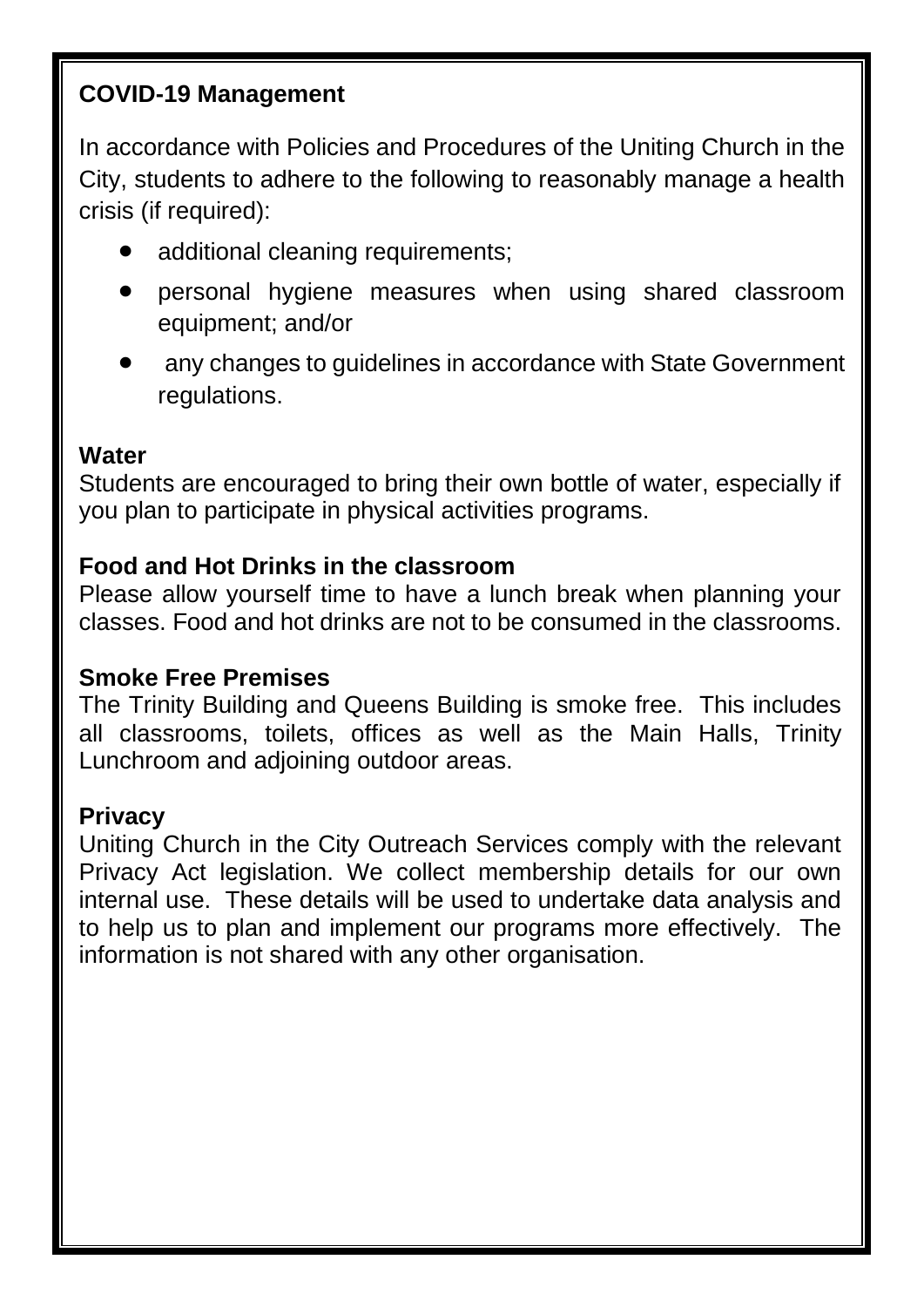**COVID-19 Management**

In accordance with Policies and Procedures of the Uniting Church in the City, students to adhere to the following to reasonably manage a health crisis (if required):

- additional cleaning requirements;
- personal hygiene measures when using shared classroom equipment; and/or
- any changes to guidelines in accordance with State Government regulations.

**Water**

Students are encouraged to bring their own bottle of water, especially if you plan to participate in physical activities programs.

**Food and Hot Drinks in the classroom**

Please allow yourself time to have a lunch break when planning your classes. Food and hot drinks are not to be consumed in the classrooms.

**Smoke Free Premises**

The Trinity Building and Queens Building is smoke free. This includes all classrooms, toilets, offices as well as the Main Halls, Trinity Lunchroom and adjoining outdoor areas.

**Privacy**

Uniting Church in the City Outreach Services comply with the relevant Privacy Act legislation. We collect membership details for our own internal use. These details will be used to undertake data analysis and to help us to plan and implement our programs more effectively. The information is not shared with any other organisation.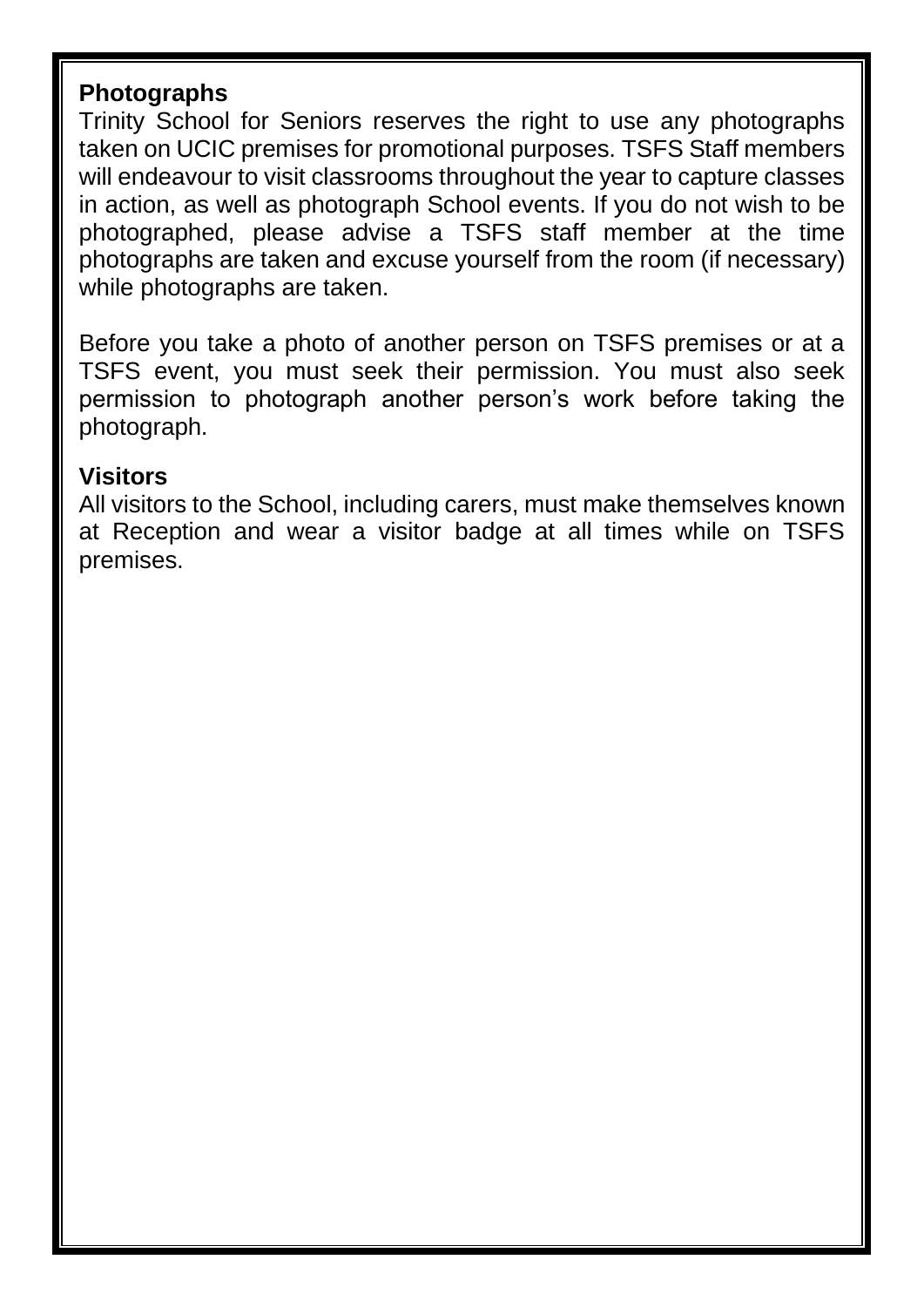**Photographs**

Trinity School for Seniors reserves the right to use any photographs taken on UCIC premises for promotional purposes. TSFS Staff members will endeavour to visit classrooms throughout the year to capture classes in action, as well as photograph School events. If you do not wish to be photographed, please advise a TSFS staff member at the time photographs are taken and excuse yourself from the room (if necessary) while photographs are taken.

Before you take a photo of another person on TSFS premises or at a TSFS event, you must seek their permission. You must also seek permission to photograph another person's work before taking the photograph.

**Visitors**

All visitors to the School, including carers, must make themselves known at Reception and wear a visitor badge at all times while on TSFS premises.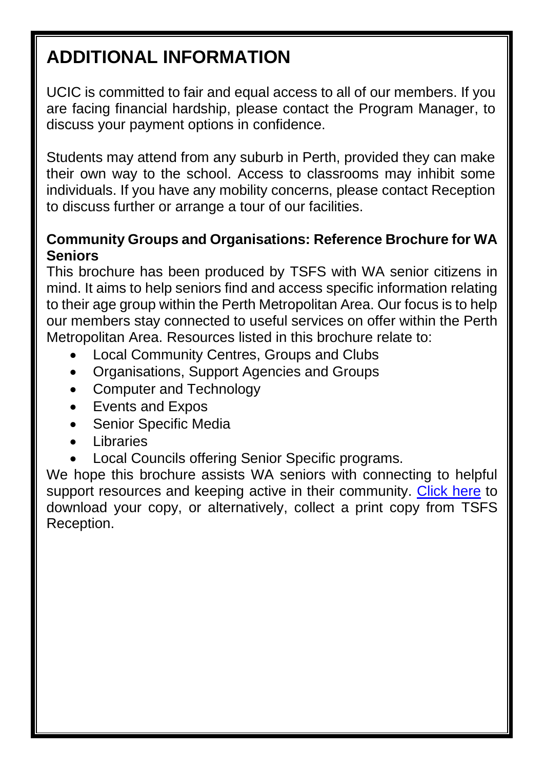# ADDITIONAL INFORMATION

UCIC is committed to fair and equal access to all of our members. If you are facing financial hardship, please contact the Program Manager, to discuss your payment options in confidence.

Students may attend from any suburb in Perth, provided they can make their own way to the school. Access to classrooms may inhibit some individuals. If you have any mobility concerns, please contact Reception to discuss further or arrange a tour of our facilities.

**Community Groups and Organisations: Reference Brochure for WA Seniors**

This brochure has been produced by TSFS with WA senior citizens in mind. It aims to help seniors find and access specific information relating to their age group within the Perth Metropolitan Area. Our focus is to help our members stay connected to useful services on offer within the Perth Metropolitan Area. Resources listed in this brochure relate to:

- Local Community Centres, Groups and Clubs
- Organisations, Support Agencies and Groups
- Computer and Technology
- Events and Expos
- Senior Specific Media
- Libraries
- Local Councils offering Senior Specific programs.

We hope this brochure assists WA seniors with connecting to helpful support resources and keeping active in their community. Click here to download your copy, or alternatively, collect a print copy from TSFS Reception.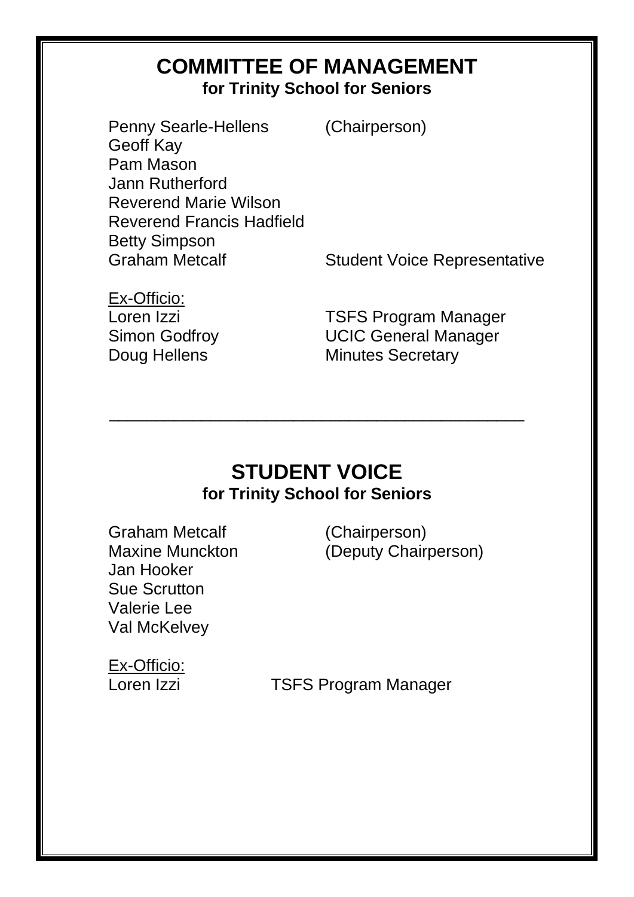# COMMITTEE OF MANAGEMENT

**for Trinity School for Seniors**

| | |
|---|---|
| Penny Searle-Hellens | (Chairperson) |
| Geoff Kay | |
| Pam Mason | |
| Jann Rutherford | |
| Reverend Marie Wilson | |
| Reverend Francis Hadfield | |
| Betty Simpson | |
| Graham Metcalf | Student Voice Representative |

Ex-Officio:

| | |
|---|---|
| Loren Izzi | TSFS Program Manager |
| Simon Godfroy | UCIC General Manager |
| Doug Hellens | Minutes Secretary |

---

# STUDENT VOICE

**for Trinity School for Seniors**

| | |
|---|---|
| Graham Metcalf | (Chairperson) |
| Maxine Munckton | (Deputy Chairperson) |
| Jan Hooker | |
| Sue Scrutton | |
| Valerie Lee | |
| Val McKelvey | |

Ex-Officio:

| | |
|---|---|
| Loren Izzi | TSFS Program Manager |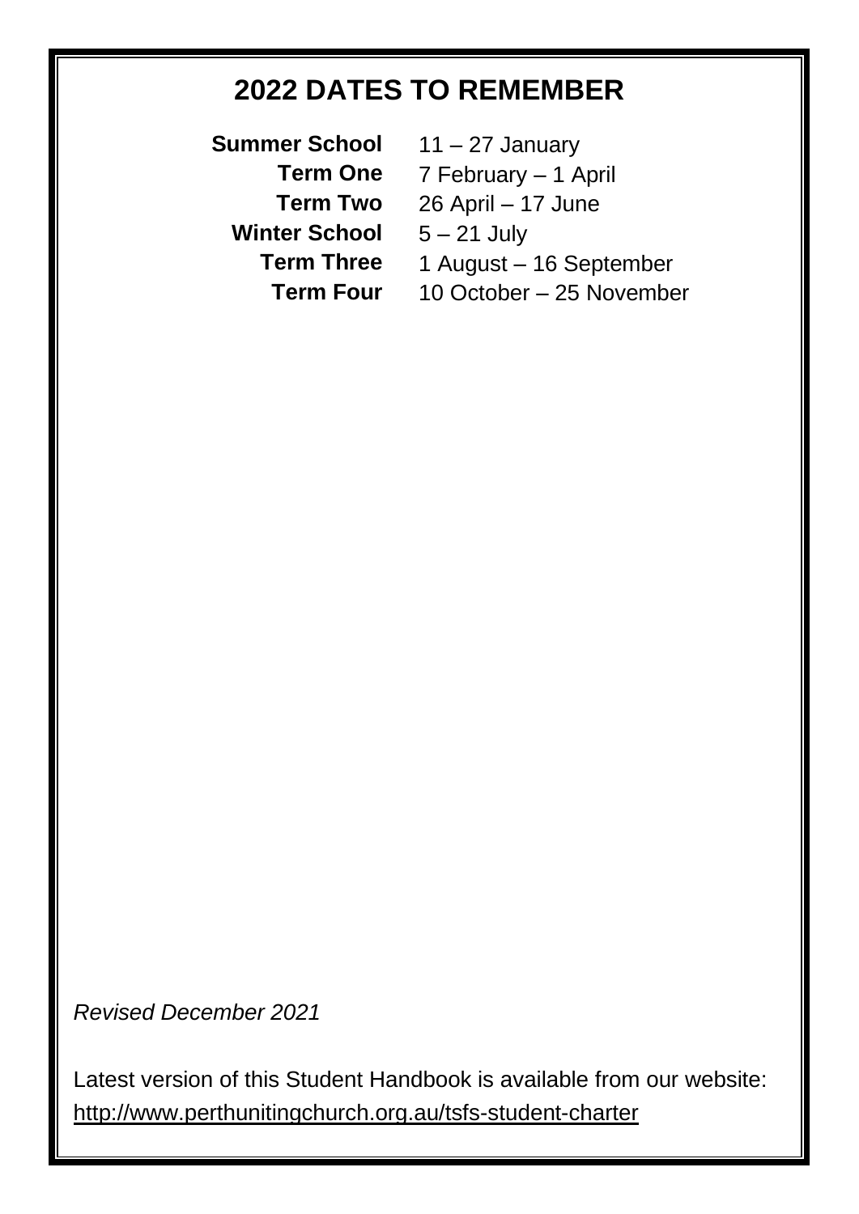# 2022 DATES TO REMEMBER

| | |
|---|---|
| **Summer School** | 11 – 27 January |
| **Term One** | 7 February – 1 April |
| **Term Two** | 26 April – 17 June |
| **Winter School** | 5 – 21 July |
| **Term Three** | 1 August – 16 September |
| **Term Four** | 10 October – 25 November |

*Revised December 2021*

Latest version of this Student Handbook is available from our website: http://www.perthunitingchurch.org.au/tsfs-student-charter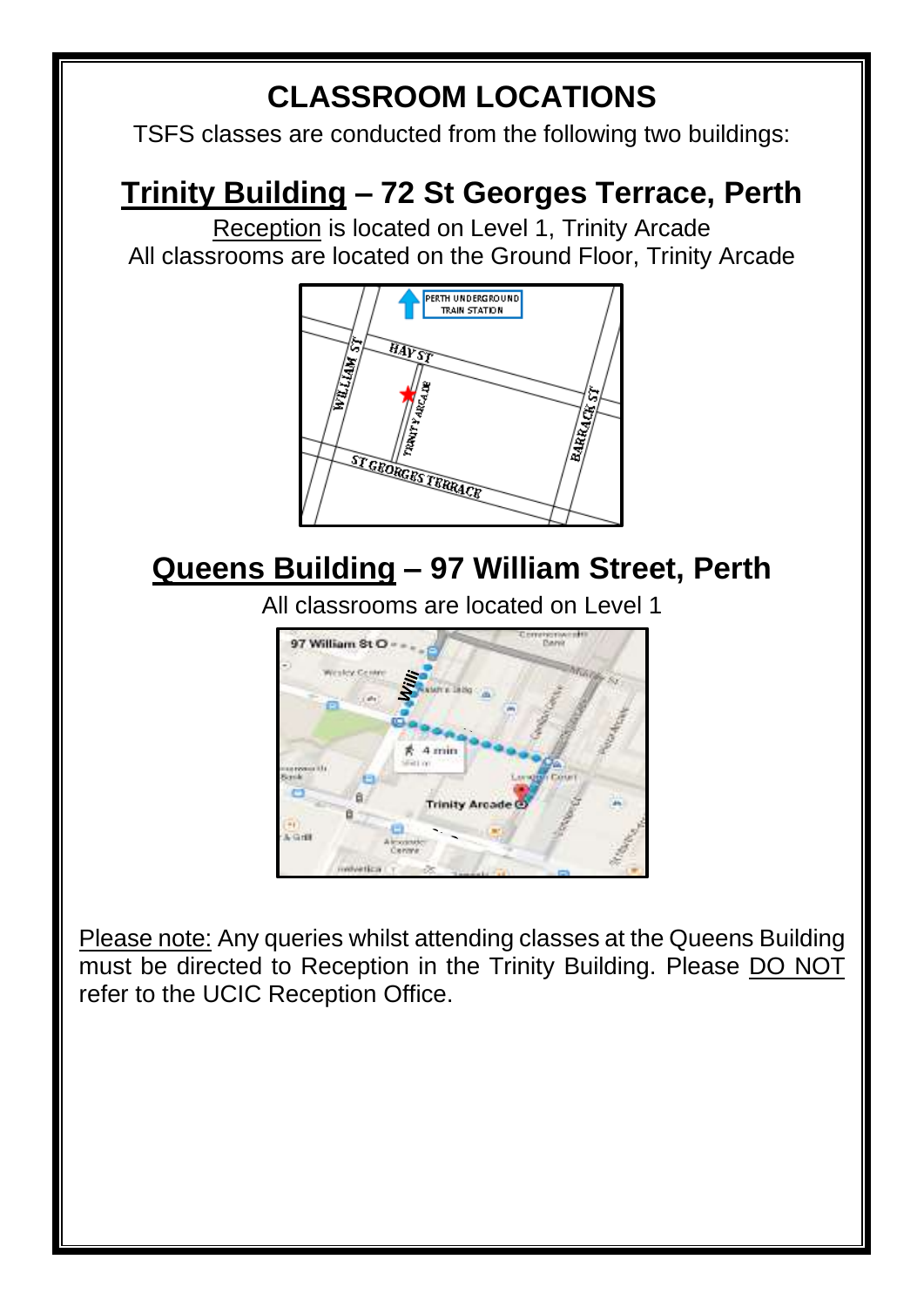# CLASSROOM LOCATIONS

TSFS classes are conducted from the following two buildings:

## <u>Trinity Building</u> – 72 St Georges Terrace, Perth

<u>Reception</u> is located on Level 1, Trinity Arcade

All classrooms are located on the Ground Floor, Trinity Arcade

PERTH UNDERGROUND TRAIN STATION

HAY ST

WILLIAM ST

TRINITY ARCADE

BARRACK ST

ST GEORGES TERRACE

## <u>Queens Building</u> – 97 William Street, Perth

All classrooms are located on Level 1

97 William St

Willi

4 min

Trinity Arcade

<u>Please note:</u> Any queries whilst attending classes at the Queens Building must be directed to Reception in the Trinity Building. Please <u>DO NOT</u> refer to the UCIC Reception Office.